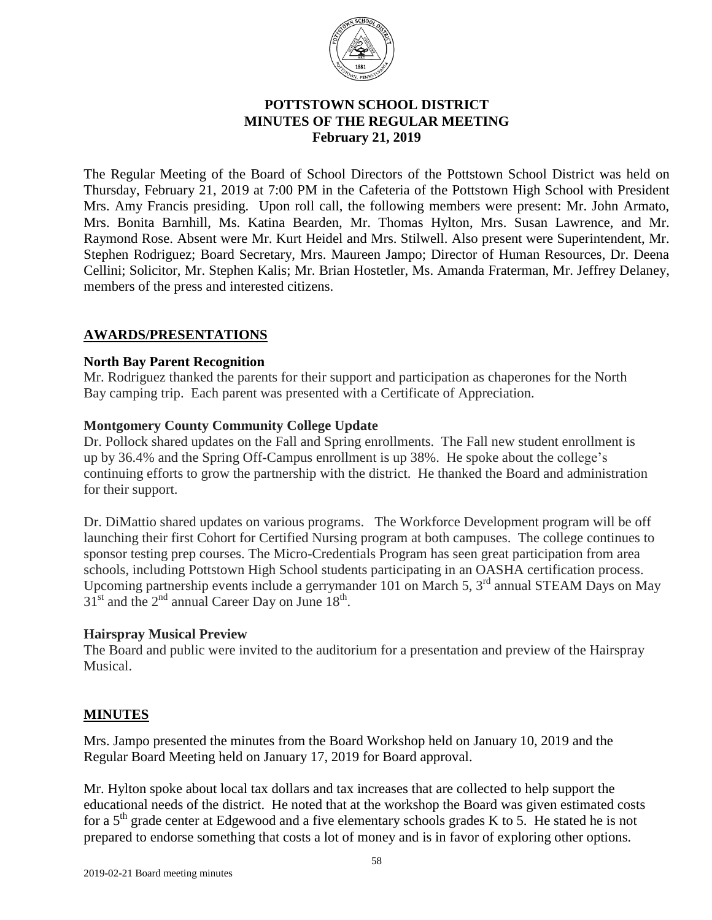# POTTSTOWN SCHOOL DISTRICT
## MINUTES OF THE REGULAR MEETING
### February 21, 2019

The Regular Meeting of the Board of School Directors of the Pottstown School District was held on Thursday, February 21, 2019 at 7:00 PM in the Cafeteria of the Pottstown High School with President Mrs. Amy Francis presiding. Upon roll call, the following members were present: Mr. John Armato, Mrs. Bonita Barnhill, Ms. Katina Bearden, Mr. Thomas Hylton, Mrs. Susan Lawrence, and Mr. Raymond Rose. Absent were Mr. Kurt Heidel and Mrs. Stilwell. Also present were Superintendent, Mr. Stephen Rodriguez; Board Secretary, Mrs. Maureen Jampo; Director of Human Resources, Dr. Deena Cellini; Solicitor, Mr. Stephen Kalis; Mr. Brian Hostetler, Ms. Amanda Fraterman, Mr. Jeffrey Delaney, members of the press and interested citizens.

## AWARDS/PRESENTATIONS

**North Bay Parent Recognition**
Mr. Rodriguez thanked the parents for their support and participation as chaperones for the North Bay camping trip. Each parent was presented with a Certificate of Appreciation.

**Montgomery County Community College Update**
Dr. Pollock shared updates on the Fall and Spring enrollments. The Fall new student enrollment is up by 36.4% and the Spring Off-Campus enrollment is up 38%. He spoke about the college's continuing efforts to grow the partnership with the district. He thanked the Board and administration for their support.

Dr. DiMattio shared updates on various programs. The Workforce Development program will be off launching their first Cohort for Certified Nursing program at both campuses. The college continues to sponsor testing prep courses. The Micro-Credentials Program has seen great participation from area schools, including Pottstown High School students participating in an OASHA certification process. Upcoming partnership events include a gerrymander 101 on March 5, 3rd annual STEAM Days on May 31st and the 2nd annual Career Day on June 18th.

**Hairspray Musical Preview**
The Board and public were invited to the auditorium for a presentation and preview of the Hairspray Musical.

## MINUTES

Mrs. Jampo presented the minutes from the Board Workshop held on January 10, 2019 and the Regular Board Meeting held on January 17, 2019 for Board approval.

Mr. Hylton spoke about local tax dollars and tax increases that are collected to help support the educational needs of the district. He noted that at the workshop the Board was given estimated costs for a 5th grade center at Edgewood and a five elementary schools grades K to 5. He stated he is not prepared to endorse something that costs a lot of money and is in favor of exploring other options.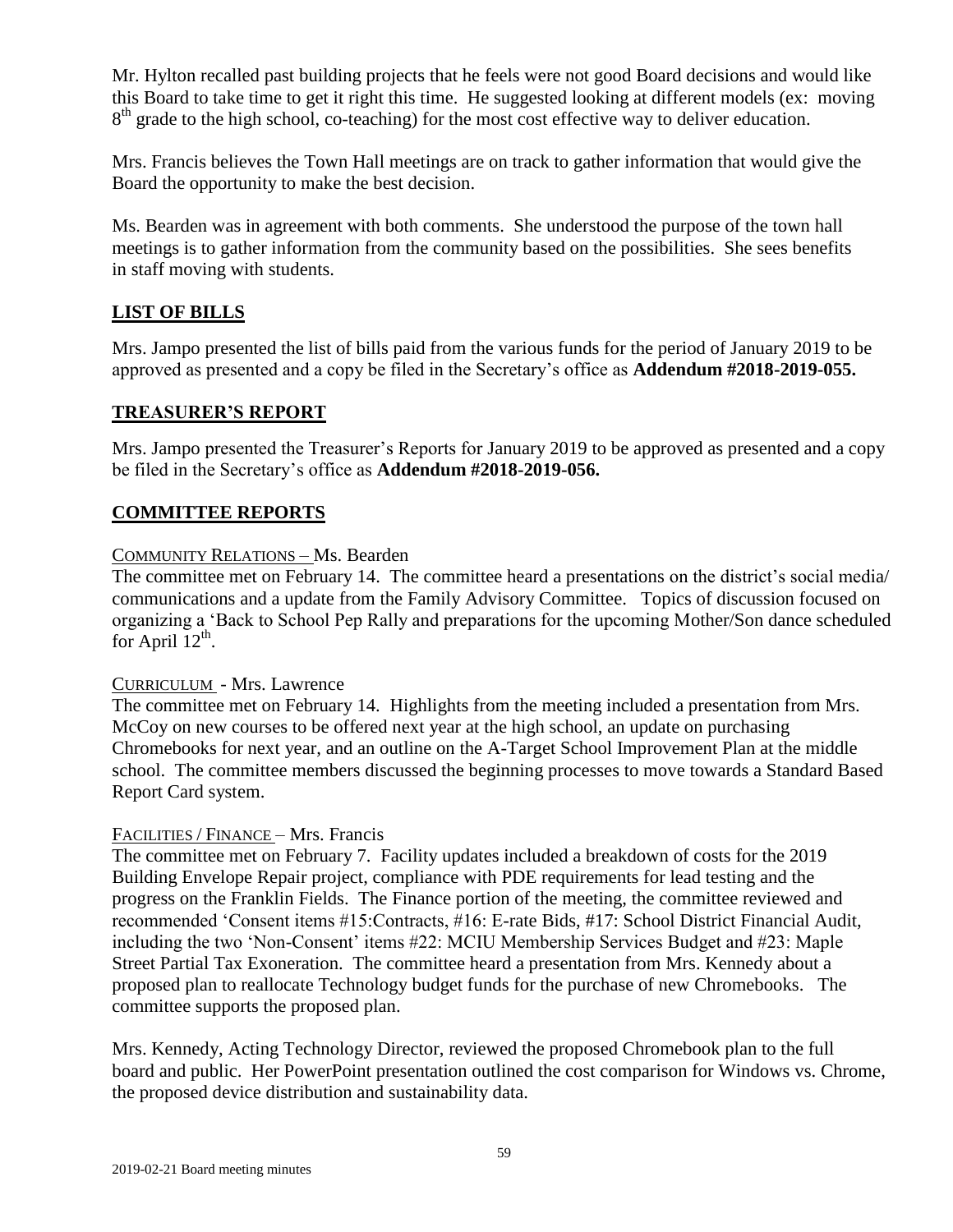Mr. Hylton recalled past building projects that he feels were not good Board decisions and would like this Board to take time to get it right this time. He suggested looking at different models (ex: moving 8th grade to the high school, co-teaching) for the most cost effective way to deliver education.

Mrs. Francis believes the Town Hall meetings are on track to gather information that would give the Board the opportunity to make the best decision.

Ms. Bearden was in agreement with both comments. She understood the purpose of the town hall meetings is to gather information from the community based on the possibilities. She sees benefits in staff moving with students.

## LIST OF BILLS

Mrs. Jampo presented the list of bills paid from the various funds for the period of January 2019 to be approved as presented and a copy be filed in the Secretary's office as **Addendum #2018-2019-055.**

## TREASURER'S REPORT

Mrs. Jampo presented the Treasurer's Reports for January 2019 to be approved as presented and a copy be filed in the Secretary's office as **Addendum #2018-2019-056.**

## COMMITTEE REPORTS

COMMUNITY RELATIONS – Ms. Bearden

The committee met on February 14. The committee heard a presentations on the district's social media/ communications and a update from the Family Advisory Committee. Topics of discussion focused on organizing a 'Back to School Pep Rally and preparations for the upcoming Mother/Son dance scheduled for April 12th.

CURRICULUM - Mrs. Lawrence

The committee met on February 14. Highlights from the meeting included a presentation from Mrs. McCoy on new courses to be offered next year at the high school, an update on purchasing Chromebooks for next year, and an outline on the A-Target School Improvement Plan at the middle school. The committee members discussed the beginning processes to move towards a Standard Based Report Card system.

FACILITIES / FINANCE – Mrs. Francis

The committee met on February 7. Facility updates included a breakdown of costs for the 2019 Building Envelope Repair project, compliance with PDE requirements for lead testing and the progress on the Franklin Fields. The Finance portion of the meeting, the committee reviewed and recommended 'Consent items #15:Contracts, #16: E-rate Bids, #17: School District Financial Audit, including the two 'Non-Consent' items #22: MCIU Membership Services Budget and #23: Maple Street Partial Tax Exoneration. The committee heard a presentation from Mrs. Kennedy about a proposed plan to reallocate Technology budget funds for the purchase of new Chromebooks. The committee supports the proposed plan.

Mrs. Kennedy, Acting Technology Director, reviewed the proposed Chromebook plan to the full board and public. Her PowerPoint presentation outlined the cost comparison for Windows vs. Chrome, the proposed device distribution and sustainability data.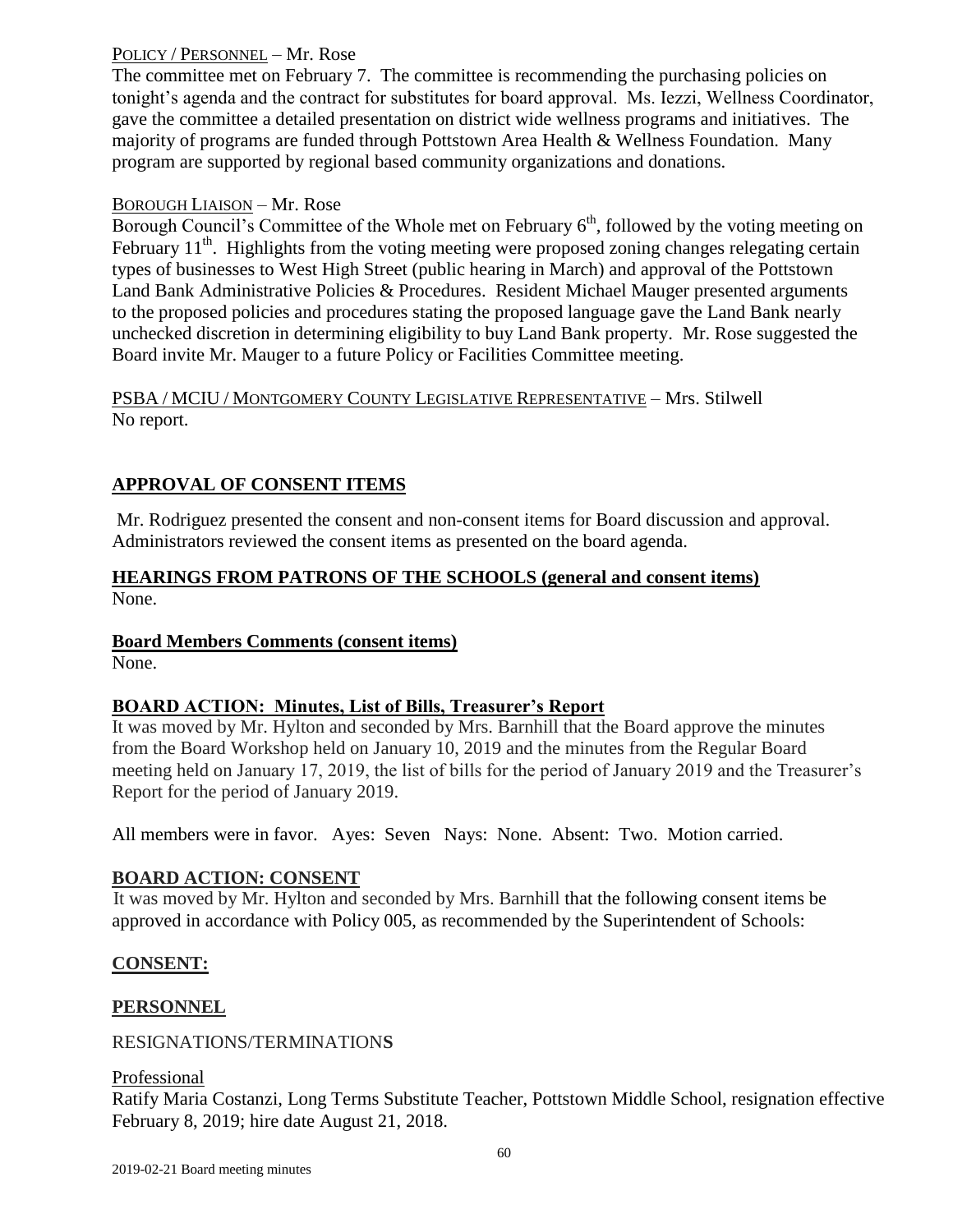Policy / Personnel – Mr. Rose

The committee met on February 7. The committee is recommending the purchasing policies on tonight's agenda and the contract for substitutes for board approval. Ms. Iezzi, Wellness Coordinator, gave the committee a detailed presentation on district wide wellness programs and initiatives. The majority of programs are funded through Pottstown Area Health & Wellness Foundation. Many program are supported by regional based community organizations and donations.

Borough Liaison – Mr. Rose

Borough Council's Committee of the Whole met on February 6th, followed by the voting meeting on February 11th. Highlights from the voting meeting were proposed zoning changes relegating certain types of businesses to West High Street (public hearing in March) and approval of the Pottstown Land Bank Administrative Policies & Procedures. Resident Michael Mauger presented arguments to the proposed policies and procedures stating the proposed language gave the Land Bank nearly unchecked discretion in determining eligibility to buy Land Bank property. Mr. Rose suggested the Board invite Mr. Mauger to a future Policy or Facilities Committee meeting.

PSBA / MCIU / Montgomery County Legislative Representative – Mrs. Stilwell

No report.

## APPROVAL OF CONSENT ITEMS

Mr. Rodriguez presented the consent and non-consent items for Board discussion and approval. Administrators reviewed the consent items as presented on the board agenda.

## HEARINGS FROM PATRONS OF THE SCHOOLS (general and consent items)

None.

**Board Members Comments (consent items)**

None.

## BOARD ACTION: Minutes, List of Bills, Treasurer's Report

It was moved by Mr. Hylton and seconded by Mrs. Barnhill that the Board approve the minutes from the Board Workshop held on January 10, 2019 and the minutes from the Regular Board meeting held on January 17, 2019, the list of bills for the period of January 2019 and the Treasurer's Report for the period of January 2019.

All members were in favor. Ayes: Seven Nays: None. Absent: Two. Motion carried.

## BOARD ACTION: CONSENT

It was moved by Mr. Hylton and seconded by Mrs. Barnhill that the following consent items be approved in accordance with Policy 005, as recommended by the Superintendent of Schools:

## CONSENT:

## PERSONNEL

RESIGNATIONS/TERMINATIONS

Professional

Ratify Maria Costanzi, Long Terms Substitute Teacher, Pottstown Middle School, resignation effective February 8, 2019; hire date August 21, 2018.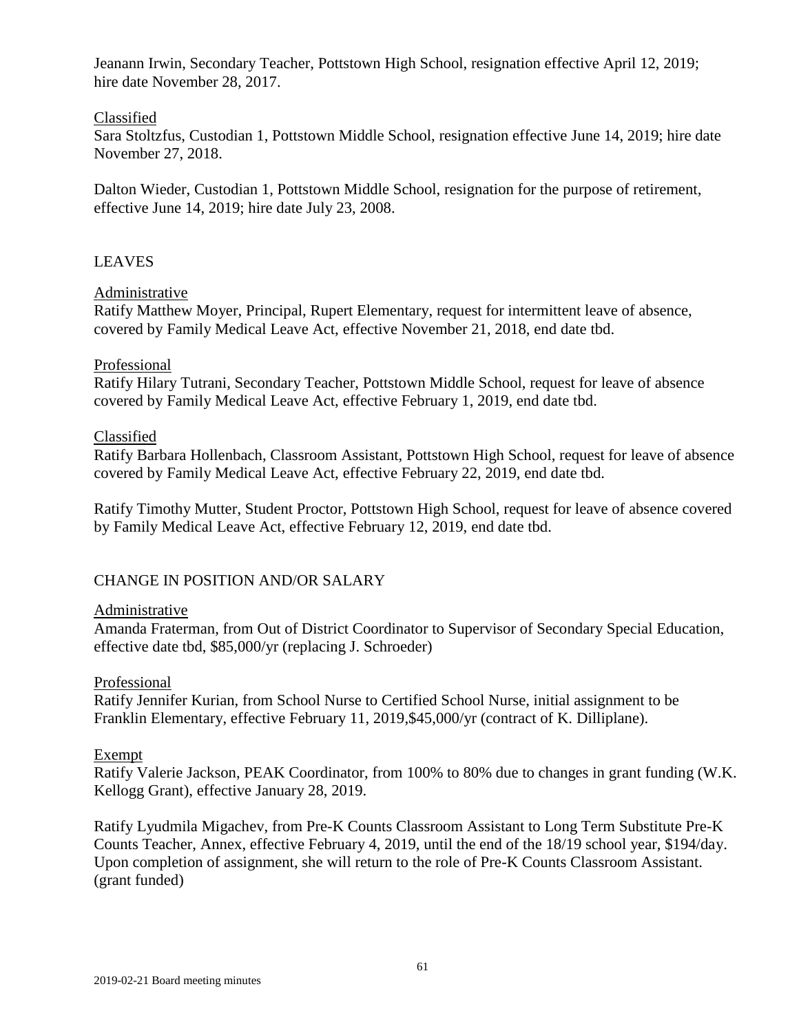Jeanann Irwin, Secondary Teacher, Pottstown High School, resignation effective April 12, 2019; hire date November 28, 2017.

Classified

Sara Stoltzfus, Custodian 1, Pottstown Middle School, resignation effective June 14, 2019; hire date November 27, 2018.

Dalton Wieder, Custodian 1, Pottstown Middle School, resignation for the purpose of retirement, effective June 14, 2019; hire date July 23, 2008.

LEAVES

Administrative

Ratify Matthew Moyer, Principal, Rupert Elementary, request for intermittent leave of absence, covered by Family Medical Leave Act, effective November 21, 2018, end date tbd.

Professional

Ratify Hilary Tutrani, Secondary Teacher, Pottstown Middle School, request for leave of absence covered by Family Medical Leave Act, effective February 1, 2019, end date tbd.

Classified

Ratify Barbara Hollenbach, Classroom Assistant, Pottstown High School, request for leave of absence covered by Family Medical Leave Act, effective February 22, 2019, end date tbd.

Ratify Timothy Mutter, Student Proctor, Pottstown High School, request for leave of absence covered by Family Medical Leave Act, effective February 12, 2019, end date tbd.

CHANGE IN POSITION AND/OR SALARY

Administrative

Amanda Fraterman, from Out of District Coordinator to Supervisor of Secondary Special Education, effective date tbd, $85,000/yr (replacing J. Schroeder)

Professional

Ratify Jennifer Kurian, from School Nurse to Certified School Nurse, initial assignment to be Franklin Elementary, effective February 11, 2019,$45,000/yr (contract of K. Dilliplane).

Exempt

Ratify Valerie Jackson, PEAK Coordinator, from 100% to 80% due to changes in grant funding (W.K. Kellogg Grant), effective January 28, 2019.

Ratify Lyudmila Migachev, from Pre-K Counts Classroom Assistant to Long Term Substitute Pre-K Counts Teacher, Annex, effective February 4, 2019, until the end of the 18/19 school year, $194/day. Upon completion of assignment, she will return to the role of Pre-K Counts Classroom Assistant. (grant funded)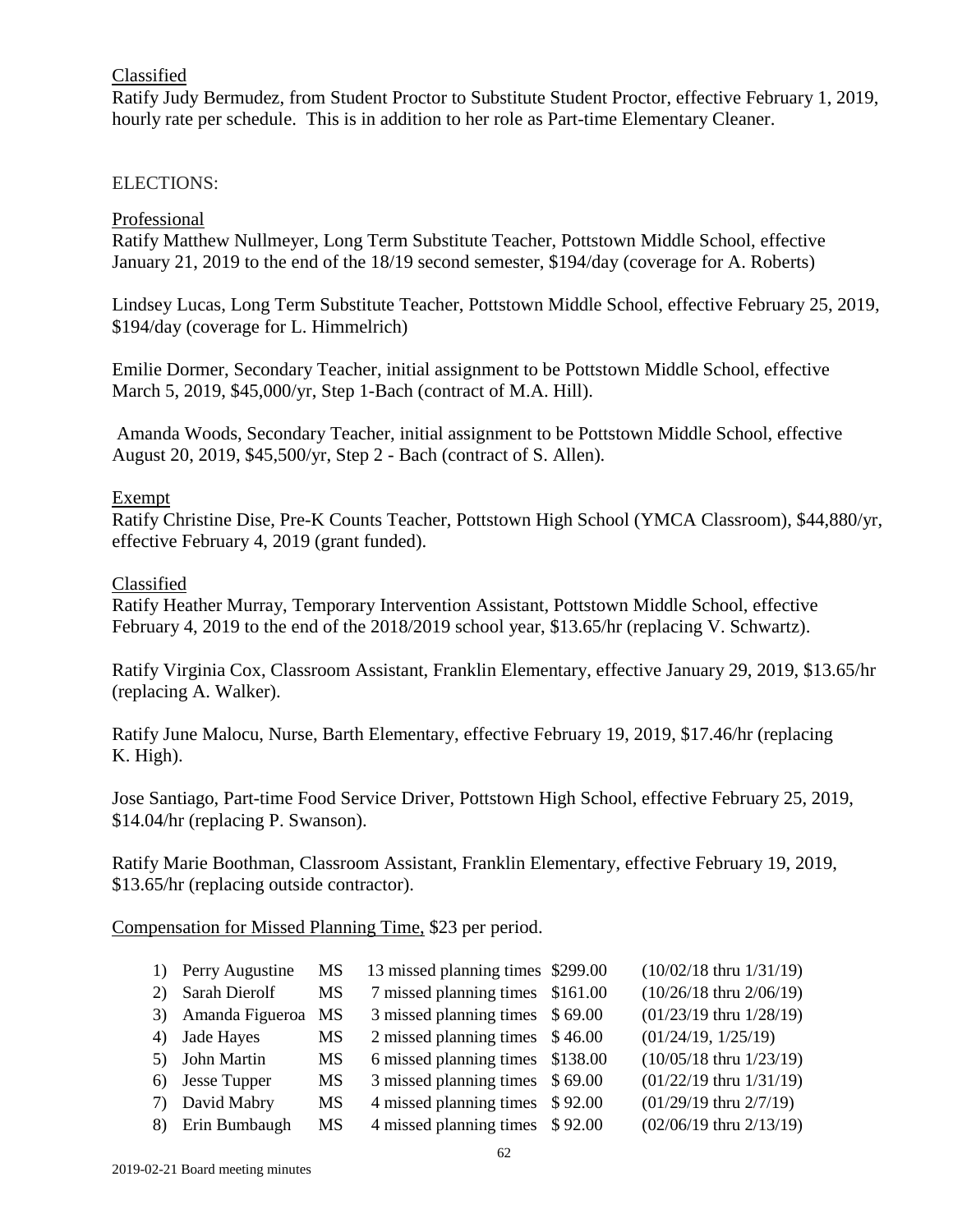Classified

Ratify Judy Bermudez, from Student Proctor to Substitute Student Proctor, effective February 1, 2019, hourly rate per schedule. This is in addition to her role as Part-time Elementary Cleaner.

ELECTIONS:

Professional

Ratify Matthew Nullmeyer, Long Term Substitute Teacher, Pottstown Middle School, effective January 21, 2019 to the end of the 18/19 second semester, $194/day (coverage for A. Roberts)

Lindsey Lucas, Long Term Substitute Teacher, Pottstown Middle School, effective February 25, 2019, $194/day (coverage for L. Himmelrich)

Emilie Dormer, Secondary Teacher, initial assignment to be Pottstown Middle School, effective March 5, 2019, $45,000/yr, Step 1-Bach (contract of M.A. Hill).

Amanda Woods, Secondary Teacher, initial assignment to be Pottstown Middle School, effective August 20, 2019, $45,500/yr, Step 2 - Bach (contract of S. Allen).

Exempt

Ratify Christine Dise, Pre-K Counts Teacher, Pottstown High School (YMCA Classroom), $44,880/yr, effective February 4, 2019 (grant funded).

Classified

Ratify Heather Murray, Temporary Intervention Assistant, Pottstown Middle School, effective February 4, 2019 to the end of the 2018/2019 school year, $13.65/hr (replacing V. Schwartz).

Ratify Virginia Cox, Classroom Assistant, Franklin Elementary, effective January 29, 2019, $13.65/hr (replacing A. Walker).

Ratify June Malocu, Nurse, Barth Elementary, effective February 19, 2019, $17.46/hr (replacing K. High).

Jose Santiago, Part-time Food Service Driver, Pottstown High School, effective February 25, 2019, $14.04/hr (replacing P. Swanson).

Ratify Marie Boothman, Classroom Assistant, Franklin Elementary, effective February 19, 2019, $13.65/hr (replacing outside contractor).

Compensation for Missed Planning Time, $23 per period.

| | Name | School | Missed Planning Times | Amount | Dates |
|---|---|---|---|---|---|
| 1) | Perry Augustine | MS | 13 missed planning times | $299.00 | (10/02/18 thru 1/31/19) |
| 2) | Sarah Dierolf | MS | 7 missed planning times | $161.00 | (10/26/18 thru 2/06/19) |
| 3) | Amanda Figueroa | MS | 3 missed planning times | $ 69.00 | (01/23/19 thru 1/28/19) |
| 4) | Jade Hayes | MS | 2 missed planning times | $ 46.00 | (01/24/19, 1/25/19) |
| 5) | John Martin | MS | 6 missed planning times | $138.00 | (10/05/18 thru 1/23/19) |
| 6) | Jesse Tupper | MS | 3 missed planning times | $ 69.00 | (01/22/19 thru 1/31/19) |
| 7) | David Mabry | MS | 4 missed planning times | $ 92.00 | (01/29/19 thru 2/7/19) |
| 8) | Erin Bumbaugh | MS | 4 missed planning times | $ 92.00 | (02/06/19 thru 2/13/19) |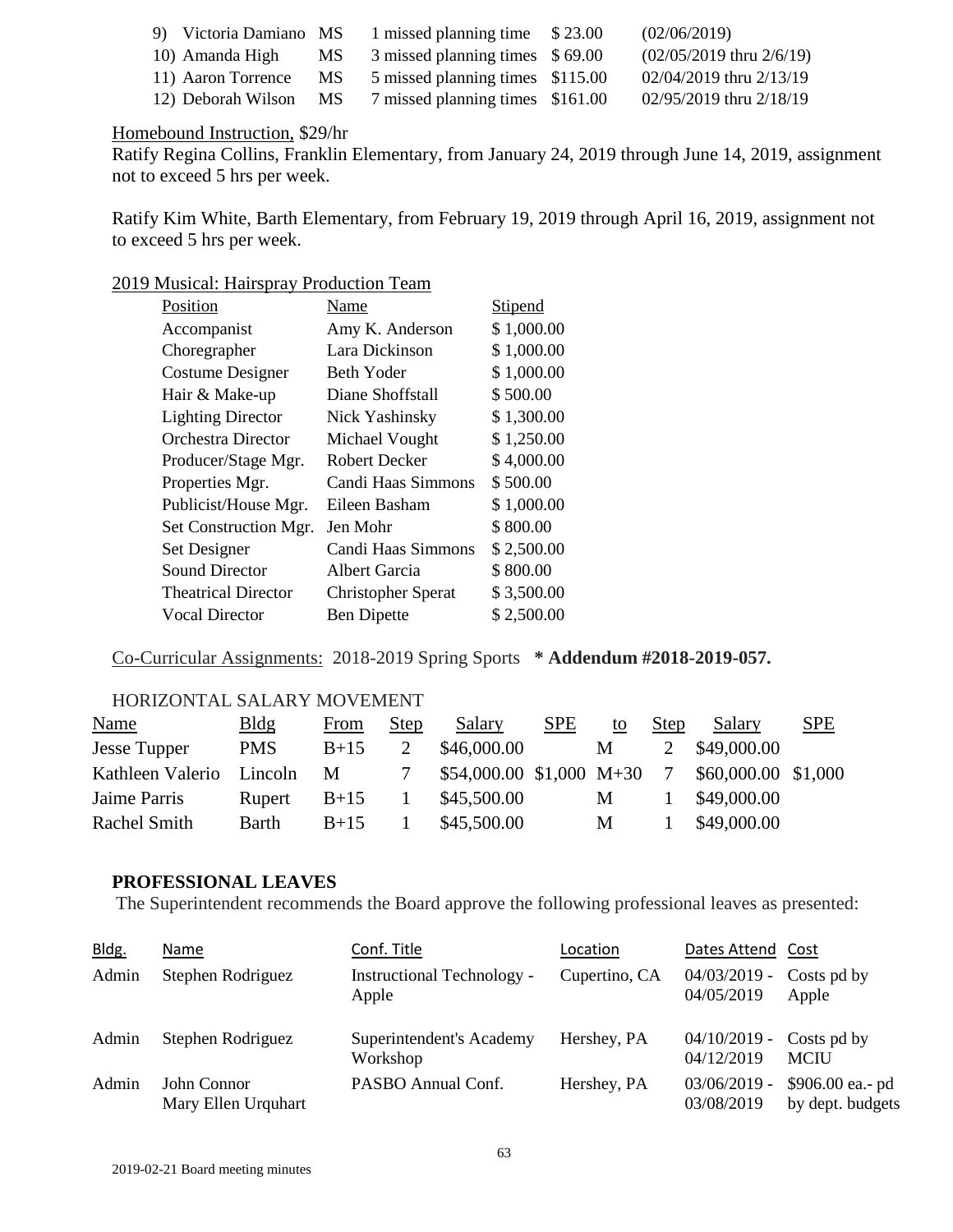| | | | | |
|---|---|---|---|---|
| 9) Victoria Damiano | MS | 1 missed planning time | $ 23.00 | (02/06/2019) |
| 10) Amanda High | MS | 3 missed planning times | $ 69.00 | (02/05/2019 thru 2/6/19) |
| 11) Aaron Torrence | MS | 5 missed planning times | $115.00 | 02/04/2019 thru 2/13/19 |
| 12) Deborah Wilson | MS | 7 missed planning times | $161.00 | 02/95/2019 thru 2/18/19 |

Homebound Instruction, $29/hr

Ratify Regina Collins, Franklin Elementary, from January 24, 2019 through June 14, 2019, assignment not to exceed 5 hrs per week.

Ratify Kim White, Barth Elementary, from February 19, 2019 through April 16, 2019, assignment not to exceed 5 hrs per week.

2019 Musical: Hairspray Production Team

| Position | Name | Stipend |
|---|---|---|
| Accompanist | Amy K. Anderson | $ 1,000.00 |
| Choregrapher | Lara Dickinson | $ 1,000.00 |
| Costume Designer | Beth Yoder | $ 1,000.00 |
| Hair & Make-up | Diane Shoffstall | $ 500.00 |
| Lighting Director | Nick Yashinsky | $ 1,300.00 |
| Orchestra Director | Michael Vought | $ 1,250.00 |
| Producer/Stage Mgr. | Robert Decker | $ 4,000.00 |
| Properties Mgr. | Candi Haas Simmons | $ 500.00 |
| Publicist/House Mgr. | Eileen Basham | $ 1,000.00 |
| Set Construction Mgr. | Jen Mohr | $ 800.00 |
| Set Designer | Candi Haas Simmons | $ 2,500.00 |
| Sound Director | Albert Garcia | $ 800.00 |
| Theatrical Director | Christopher Sperat | $ 3,500.00 |
| Vocal Director | Ben Dipette | $ 2,500.00 |

Co-Curricular Assignments: 2018-2019 Spring Sports **\* Addendum #2018-2019-057.**

HORIZONTAL SALARY MOVEMENT

| Name | Bldg | From | Step | Salary | SPE | to | Step | Salary | SPE |
|---|---|---|---|---|---|---|---|---|---|
| Jesse Tupper | PMS | B+15 | 2 | $46,000.00 | | M | 2 | $49,000.00 | |
| Kathleen Valerio | Lincoln | M | 7 | $54,000.00 | $1,000 | M+30 | 7 | $60,000.00 | $1,000 |
| Jaime Parris | Rupert | B+15 | 1 | $45,500.00 | | M | 1 | $49,000.00 | |
| Rachel Smith | Barth | B+15 | 1 | $45,500.00 | | M | 1 | $49,000.00 | |

**PROFESSIONAL LEAVES**

The Superintendent recommends the Board approve the following professional leaves as presented:

| Bldg. | Name | Conf. Title | Location | Dates Attend | Cost |
|---|---|---|---|---|---|
| Admin | Stephen Rodriguez | Instructional Technology - Apple | Cupertino, CA | 04/03/2019 - 04/05/2019 | Costs pd by Apple |
| Admin | Stephen Rodriguez | Superintendent's Academy Workshop | Hershey, PA | 04/10/2019 - 04/12/2019 | Costs pd by MCIU |
| Admin | John Connor<br>Mary Ellen Urquhart | PASBO Annual Conf. | Hershey, PA | 03/06/2019 - 03/08/2019 | $906.00 ea.- pd by dept. budgets |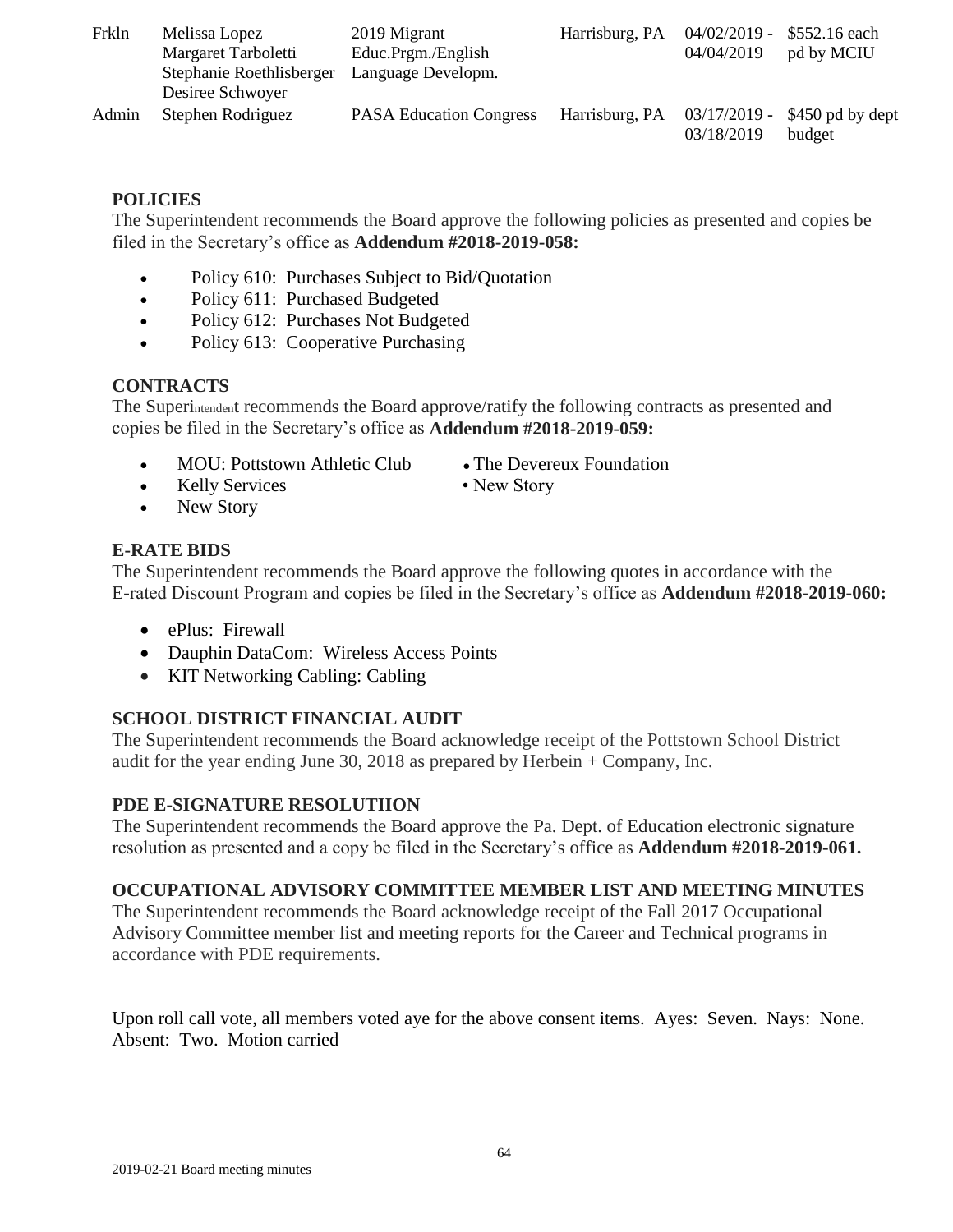| | | | | | |
|---|---|---|---|---|---|
| Frkln | Melissa Lopez<br>Margaret Tarboletti<br>Stephanie Roethlisberger<br>Desiree Schwoyer | 2019 Migrant Educ.Prgm./English Language Developm. | Harrisburg, PA | 04/02/2019 - 04/04/2019 | $552.16 each pd by MCIU |
| Admin | Stephen Rodriguez | PASA Education Congress | Harrisburg, PA | 03/17/2019 - 03/18/2019 | $450 pd by dept budget |

### POLICIES

The Superintendent recommends the Board approve the following policies as presented and copies be filed in the Secretary's office as **Addendum #2018-2019-058:**

- Policy 610: Purchases Subject to Bid/Quotation
- Policy 611: Purchased Budgeted
- Policy 612: Purchases Not Budgeted
- Policy 613: Cooperative Purchasing

### CONTRACTS

The Superintendent recommends the Board approve/ratify the following contracts as presented and copies be filed in the Secretary's office as **Addendum #2018-2019-059:**

- MOU: Pottstown Athletic Club
- Kelly Services
- New Story
- The Devereux Foundation
- New Story

### E-RATE BIDS

The Superintendent recommends the Board approve the following quotes in accordance with the E-rated Discount Program and copies be filed in the Secretary's office as **Addendum #2018-2019-060:**

- ePlus: Firewall
- Dauphin DataCom: Wireless Access Points
- KIT Networking Cabling: Cabling

### SCHOOL DISTRICT FINANCIAL AUDIT

The Superintendent recommends the Board acknowledge receipt of the Pottstown School District audit for the year ending June 30, 2018 as prepared by Herbein + Company, Inc.

### PDE E-SIGNATURE RESOLUTIION

The Superintendent recommends the Board approve the Pa. Dept. of Education electronic signature resolution as presented and a copy be filed in the Secretary's office as **Addendum #2018-2019-061.**

### OCCUPATIONAL ADVISORY COMMITTEE MEMBER LIST AND MEETING MINUTES

The Superintendent recommends the Board acknowledge receipt of the Fall 2017 Occupational Advisory Committee member list and meeting reports for the Career and Technical programs in accordance with PDE requirements.

Upon roll call vote, all members voted aye for the above consent items. Ayes: Seven. Nays: None. Absent: Two. Motion carried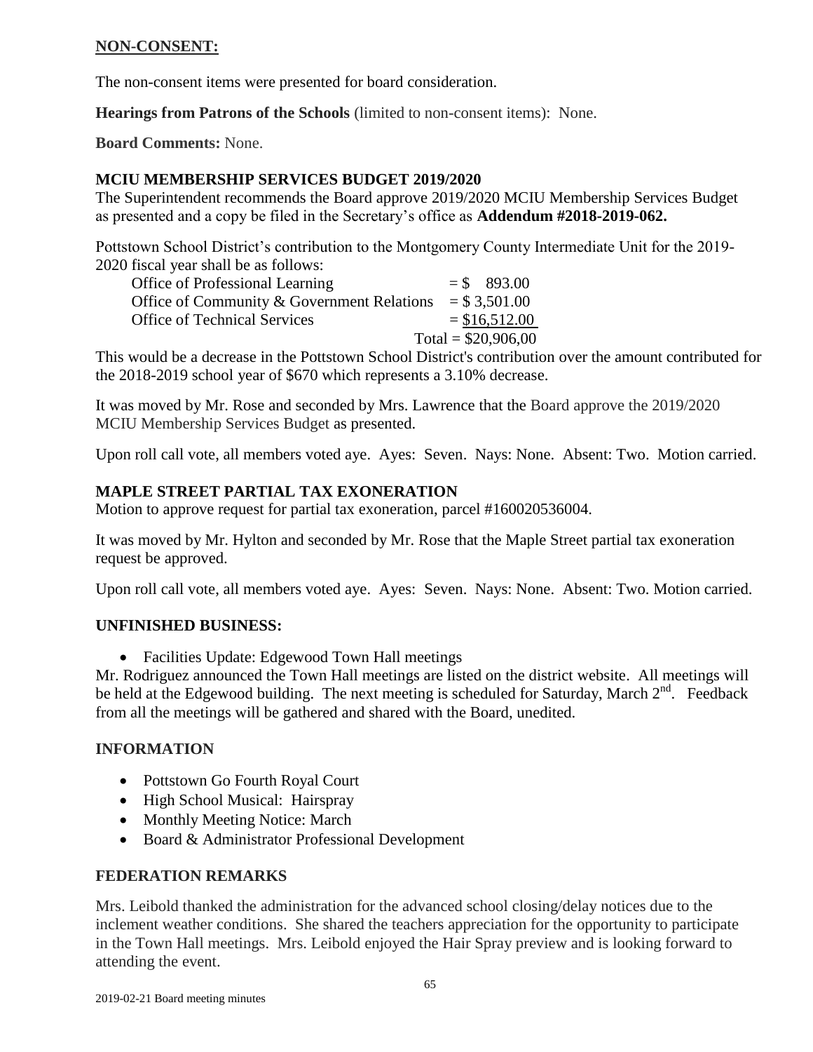## NON-CONSENT:

The non-consent items were presented for board consideration.

**Hearings from Patrons of the Schools** (limited to non-consent items): None.

**Board Comments:** None.

### MCIU MEMBERSHIP SERVICES BUDGET 2019/2020

The Superintendent recommends the Board approve 2019/2020 MCIU Membership Services Budget as presented and a copy be filed in the Secretary's office as **Addendum #2018-2019-062.**

Pottstown School District's contribution to the Montgomery County Intermediate Unit for the 2019-2020 fiscal year shall be as follows:

| | |
|---|---|
| Office of Professional Learning | = $ 893.00 |
| Office of Community & Government Relations | = $ 3,501.00 |
| Office of Technical Services | = $16,512.00 |
| | Total = $20,906,00 |

This would be a decrease in the Pottstown School District's contribution over the amount contributed for the 2018-2019 school year of $670 which represents a 3.10% decrease.

It was moved by Mr. Rose and seconded by Mrs. Lawrence that the Board approve the 2019/2020 MCIU Membership Services Budget as presented.

Upon roll call vote, all members voted aye. Ayes: Seven. Nays: None. Absent: Two. Motion carried.

### MAPLE STREET PARTIAL TAX EXONERATION

Motion to approve request for partial tax exoneration, parcel #160020536004.

It was moved by Mr. Hylton and seconded by Mr. Rose that the Maple Street partial tax exoneration request be approved.

Upon roll call vote, all members voted aye. Ayes: Seven. Nays: None. Absent: Two. Motion carried.

### UNFINISHED BUSINESS:

- Facilities Update: Edgewood Town Hall meetings

Mr. Rodriguez announced the Town Hall meetings are listed on the district website. All meetings will be held at the Edgewood building. The next meeting is scheduled for Saturday, March 2nd. Feedback from all the meetings will be gathered and shared with the Board, unedited.

### INFORMATION

- Pottstown Go Fourth Royal Court
- High School Musical: Hairspray
- Monthly Meeting Notice: March
- Board & Administrator Professional Development

### FEDERATION REMARKS

Mrs. Leibold thanked the administration for the advanced school closing/delay notices due to the inclement weather conditions. She shared the teachers appreciation for the opportunity to participate in the Town Hall meetings. Mrs. Leibold enjoyed the Hair Spray preview and is looking forward to attending the event.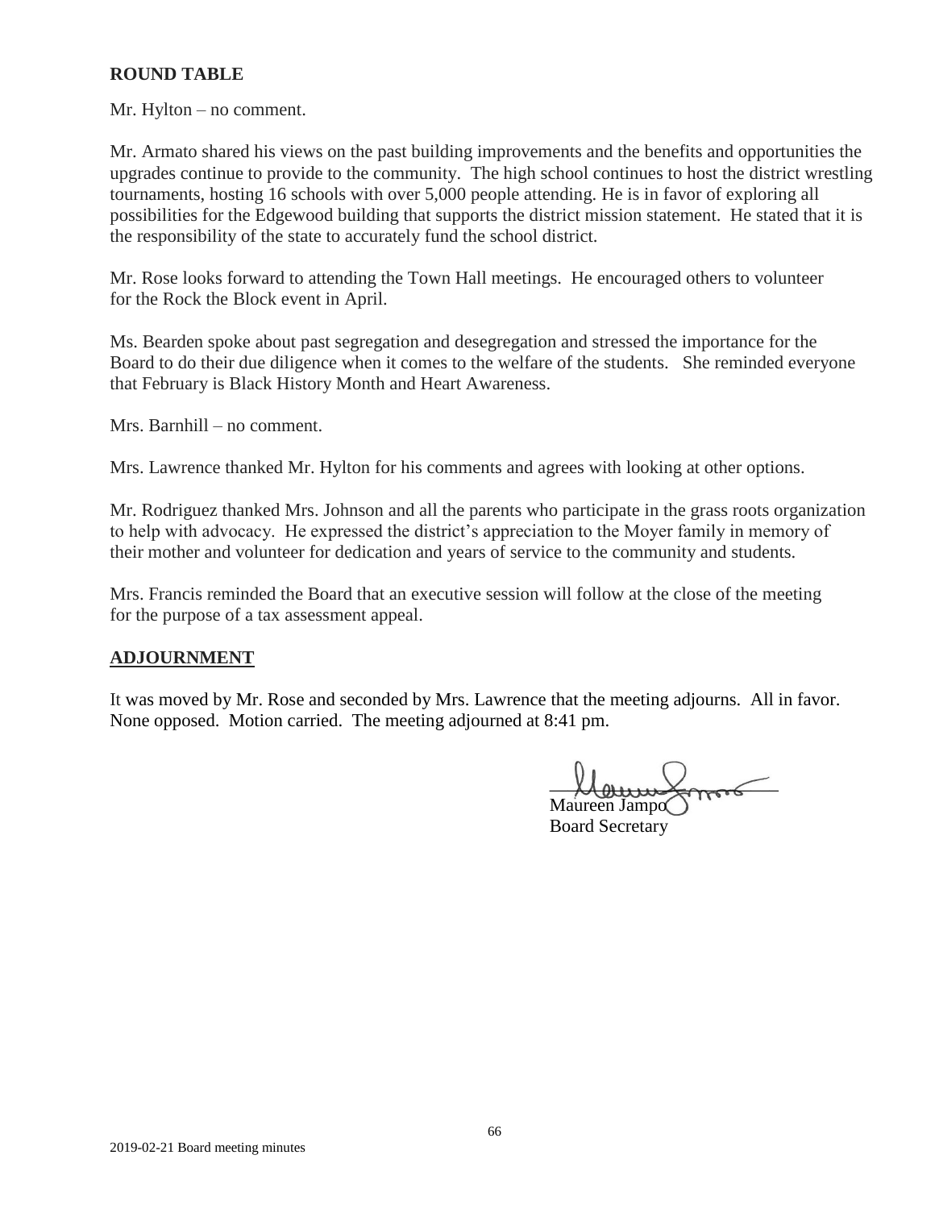**ROUND TABLE**

Mr. Hylton – no comment.

Mr. Armato shared his views on the past building improvements and the benefits and opportunities the upgrades continue to provide to the community. The high school continues to host the district wrestling tournaments, hosting 16 schools with over 5,000 people attending. He is in favor of exploring all possibilities for the Edgewood building that supports the district mission statement. He stated that it is the responsibility of the state to accurately fund the school district.

Mr. Rose looks forward to attending the Town Hall meetings. He encouraged others to volunteer for the Rock the Block event in April.

Ms. Bearden spoke about past segregation and desegregation and stressed the importance for the Board to do their due diligence when it comes to the welfare of the students. She reminded everyone that February is Black History Month and Heart Awareness.

Mrs. Barnhill – no comment.

Mrs. Lawrence thanked Mr. Hylton for his comments and agrees with looking at other options.

Mr. Rodriguez thanked Mrs. Johnson and all the parents who participate in the grass roots organization to help with advocacy. He expressed the district's appreciation to the Moyer family in memory of their mother and volunteer for dedication and years of service to the community and students.

Mrs. Francis reminded the Board that an executive session will follow at the close of the meeting for the purpose of a tax assessment appeal.

## ADJOURNMENT

It was moved by Mr. Rose and seconded by Mrs. Lawrence that the meeting adjourns. All in favor. None opposed. Motion carried. The meeting adjourned at 8:41 pm.

Maureen Jampo
Board Secretary